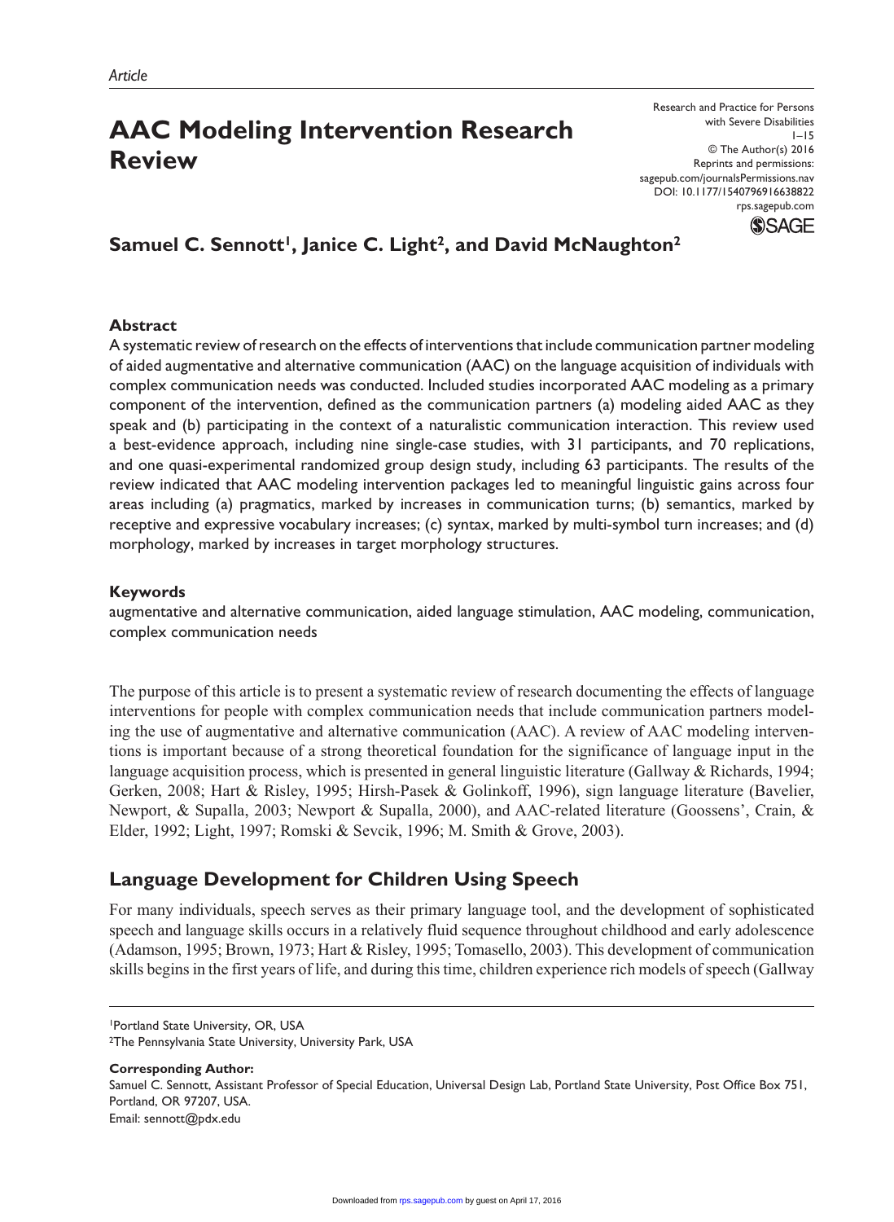*Article*

# AAC Modeling Intervention Research Review

**Samuel C. Sennott[1], Janice C. Light[2], and David McNaughton[2]**

### Abstract

A systematic review of research on the effects of interventions that include communication partner modeling of aided augmentative and alternative communication (AAC) on the language acquisition of individuals with complex communication needs was conducted. Included studies incorporated AAC modeling as a primary component of the intervention, defined as the communication partners (a) modeling aided AAC as they speak and (b) participating in the context of a naturalistic communication interaction. This review used a best-evidence approach, including nine single-case studies, with 31 participants, and 70 replications, and one quasi-experimental randomized group design study, including 63 participants. The results of the review indicated that AAC modeling intervention packages led to meaningful linguistic gains across four areas including (a) pragmatics, marked by increases in communication turns; (b) semantics, marked by receptive and expressive vocabulary increases; (c) syntax, marked by multi-symbol turn increases; and (d) morphology, marked by increases in target morphology structures.

### Keywords

augmentative and alternative communication, aided language stimulation, AAC modeling, communication, complex communication needs

The purpose of this article is to present a systematic review of research documenting the effects of language interventions for people with complex communication needs that include communication partners modeling the use of augmentative and alternative communication (AAC). A review of AAC modeling interventions is important because of a strong theoretical foundation for the significance of language input in the language acquisition process, which is presented in general linguistic literature (Gallway & Richards, 1994; Gerken, 2008; Hart & Risley, 1995; Hirsh-Pasek & Golinkoff, 1996), sign language literature (Bavelier, Newport, & Supalla, 2003; Newport & Supalla, 2000), and AAC-related literature (Goossens', Crain, & Elder, 1992; Light, 1997; Romski & Sevcik, 1996; M. Smith & Grove, 2003).

## Language Development for Children Using Speech

For many individuals, speech serves as their primary language tool, and the development of sophisticated speech and language skills occurs in a relatively fluid sequence throughout childhood and early adolescence (Adamson, 1995; Brown, 1973; Hart & Risley, 1995; Tomasello, 2003). This development of communication skills begins in the first years of life, and during this time, children experience rich models of speech (Gallway

[1]Portland State University, OR, USA
[2]The Pennsylvania State University, University Park, USA

**Corresponding Author:**
Samuel C. Sennott, Assistant Professor of Special Education, Universal Design Lab, Portland State University, Post Office Box 751, Portland, OR 97207, USA.
Email: sennott@pdx.edu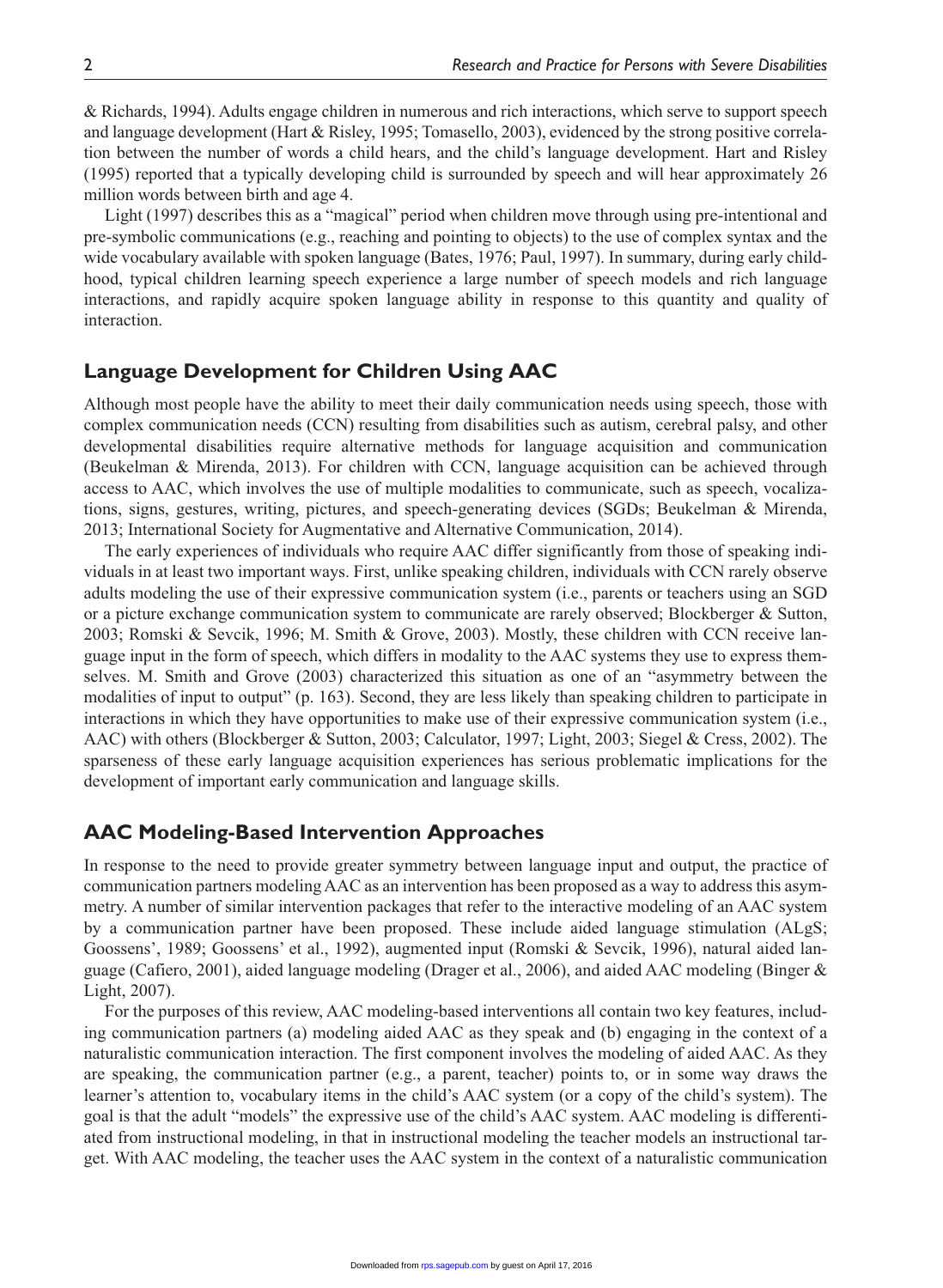& Richards, 1994). Adults engage children in numerous and rich interactions, which serve to support speech and language development (Hart & Risley, 1995; Tomasello, 2003), evidenced by the strong positive correlation between the number of words a child hears, and the child's language development. Hart and Risley (1995) reported that a typically developing child is surrounded by speech and will hear approximately 26 million words between birth and age 4.

Light (1997) describes this as a "magical" period when children move through using pre-intentional and pre-symbolic communications (e.g., reaching and pointing to objects) to the use of complex syntax and the wide vocabulary available with spoken language (Bates, 1976; Paul, 1997). In summary, during early childhood, typical children learning speech experience a large number of speech models and rich language interactions, and rapidly acquire spoken language ability in response to this quantity and quality of interaction.

## Language Development for Children Using AAC

Although most people have the ability to meet their daily communication needs using speech, those with complex communication needs (CCN) resulting from disabilities such as autism, cerebral palsy, and other developmental disabilities require alternative methods for language acquisition and communication (Beukelman & Mirenda, 2013). For children with CCN, language acquisition can be achieved through access to AAC, which involves the use of multiple modalities to communicate, such as speech, vocalizations, signs, gestures, writing, pictures, and speech-generating devices (SGDs; Beukelman & Mirenda, 2013; International Society for Augmentative and Alternative Communication, 2014).

The early experiences of individuals who require AAC differ significantly from those of speaking individuals in at least two important ways. First, unlike speaking children, individuals with CCN rarely observe adults modeling the use of their expressive communication system (i.e., parents or teachers using an SGD or a picture exchange communication system to communicate are rarely observed; Blockberger & Sutton, 2003; Romski & Sevcik, 1996; M. Smith & Grove, 2003). Mostly, these children with CCN receive language input in the form of speech, which differs in modality to the AAC systems they use to express themselves. M. Smith and Grove (2003) characterized this situation as one of an "asymmetry between the modalities of input to output" (p. 163). Second, they are less likely than speaking children to participate in interactions in which they have opportunities to make use of their expressive communication system (i.e., AAC) with others (Blockberger & Sutton, 2003; Calculator, 1997; Light, 2003; Siegel & Cress, 2002). The sparseness of these early language acquisition experiences has serious problematic implications for the development of important early communication and language skills.

## AAC Modeling-Based Intervention Approaches

In response to the need to provide greater symmetry between language input and output, the practice of communication partners modeling AAC as an intervention has been proposed as a way to address this asymmetry. A number of similar intervention packages that refer to the interactive modeling of an AAC system by a communication partner have been proposed. These include aided language stimulation (ALgS; Goossens', 1989; Goossens' et al., 1992), augmented input (Romski & Sevcik, 1996), natural aided language (Cafiero, 2001), aided language modeling (Drager et al., 2006), and aided AAC modeling (Binger & Light, 2007).

For the purposes of this review, AAC modeling-based interventions all contain two key features, including communication partners (a) modeling aided AAC as they speak and (b) engaging in the context of a naturalistic communication interaction. The first component involves the modeling of aided AAC. As they are speaking, the communication partner (e.g., a parent, teacher) points to, or in some way draws the learner's attention to, vocabulary items in the child's AAC system (or a copy of the child's system). The goal is that the adult "models" the expressive use of the child's AAC system. AAC modeling is differentiated from instructional modeling, in that in instructional modeling the teacher models an instructional target. With AAC modeling, the teacher uses the AAC system in the context of a naturalistic communication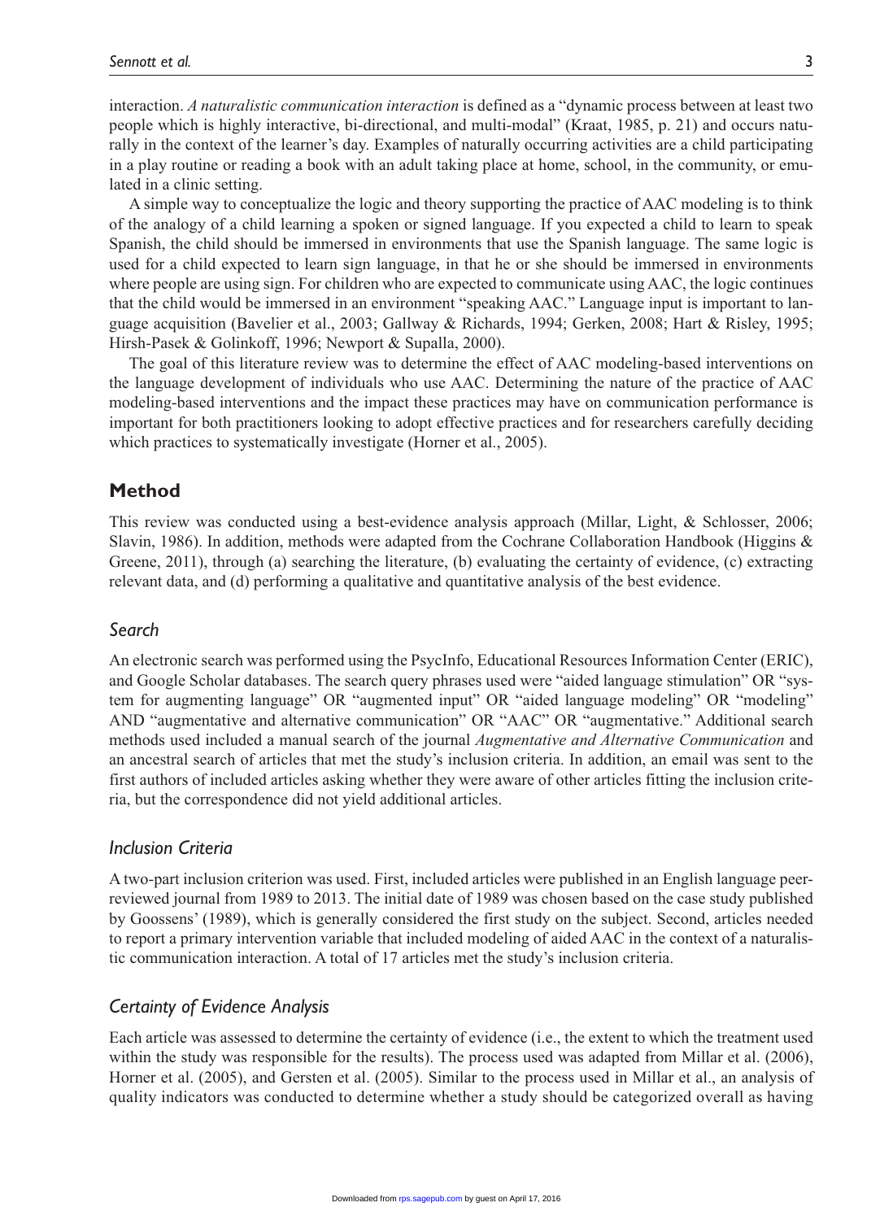interaction. *A naturalistic communication interaction* is defined as a "dynamic process between at least two people which is highly interactive, bi-directional, and multi-modal" (Kraat, 1985, p. 21) and occurs naturally in the context of the learner's day. Examples of naturally occurring activities are a child participating in a play routine or reading a book with an adult taking place at home, school, in the community, or emulated in a clinic setting.

A simple way to conceptualize the logic and theory supporting the practice of AAC modeling is to think of the analogy of a child learning a spoken or signed language. If you expected a child to learn to speak Spanish, the child should be immersed in environments that use the Spanish language. The same logic is used for a child expected to learn sign language, in that he or she should be immersed in environments where people are using sign. For children who are expected to communicate using AAC, the logic continues that the child would be immersed in an environment "speaking AAC." Language input is important to language acquisition (Bavelier et al., 2003; Gallway & Richards, 1994; Gerken, 2008; Hart & Risley, 1995; Hirsh-Pasek & Golinkoff, 1996; Newport & Supalla, 2000).

The goal of this literature review was to determine the effect of AAC modeling-based interventions on the language development of individuals who use AAC. Determining the nature of the practice of AAC modeling-based interventions and the impact these practices may have on communication performance is important for both practitioners looking to adopt effective practices and for researchers carefully deciding which practices to systematically investigate (Horner et al., 2005).

## Method

This review was conducted using a best-evidence analysis approach (Millar, Light, & Schlosser, 2006; Slavin, 1986). In addition, methods were adapted from the Cochrane Collaboration Handbook (Higgins & Greene, 2011), through (a) searching the literature, (b) evaluating the certainty of evidence, (c) extracting relevant data, and (d) performing a qualitative and quantitative analysis of the best evidence.

### Search

An electronic search was performed using the PsycInfo, Educational Resources Information Center (ERIC), and Google Scholar databases. The search query phrases used were "aided language stimulation" OR "system for augmenting language" OR "augmented input" OR "aided language modeling" OR "modeling" AND "augmentative and alternative communication" OR "AAC" OR "augmentative." Additional search methods used included a manual search of the journal *Augmentative and Alternative Communication* and an ancestral search of articles that met the study's inclusion criteria. In addition, an email was sent to the first authors of included articles asking whether they were aware of other articles fitting the inclusion criteria, but the correspondence did not yield additional articles.

### Inclusion Criteria

A two-part inclusion criterion was used. First, included articles were published in an English language peer-reviewed journal from 1989 to 2013. The initial date of 1989 was chosen based on the case study published by Goossens' (1989), which is generally considered the first study on the subject. Second, articles needed to report a primary intervention variable that included modeling of aided AAC in the context of a naturalistic communication interaction. A total of 17 articles met the study's inclusion criteria.

### Certainty of Evidence Analysis

Each article was assessed to determine the certainty of evidence (i.e., the extent to which the treatment used within the study was responsible for the results). The process used was adapted from Millar et al. (2006), Horner et al. (2005), and Gersten et al. (2005). Similar to the process used in Millar et al., an analysis of quality indicators was conducted to determine whether a study should be categorized overall as having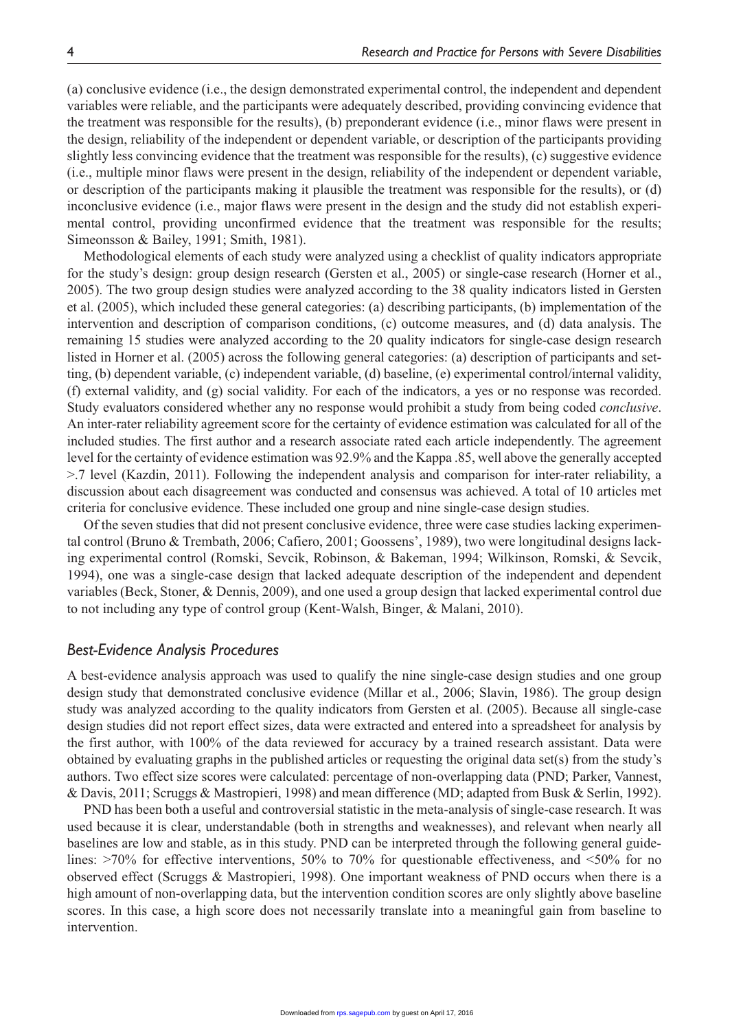(a) conclusive evidence (i.e., the design demonstrated experimental control, the independent and dependent variables were reliable, and the participants were adequately described, providing convincing evidence that the treatment was responsible for the results), (b) preponderant evidence (i.e., minor flaws were present in the design, reliability of the independent or dependent variable, or description of the participants providing slightly less convincing evidence that the treatment was responsible for the results), (c) suggestive evidence (i.e., multiple minor flaws were present in the design, reliability of the independent or dependent variable, or description of the participants making it plausible the treatment was responsible for the results), or (d) inconclusive evidence (i.e., major flaws were present in the design and the study did not establish experimental control, providing unconfirmed evidence that the treatment was responsible for the results; Simeonsson & Bailey, 1991; Smith, 1981).

Methodological elements of each study were analyzed using a checklist of quality indicators appropriate for the study's design: group design research (Gersten et al., 2005) or single-case research (Horner et al., 2005). The two group design studies were analyzed according to the 38 quality indicators listed in Gersten et al. (2005), which included these general categories: (a) describing participants, (b) implementation of the intervention and description of comparison conditions, (c) outcome measures, and (d) data analysis. The remaining 15 studies were analyzed according to the 20 quality indicators for single-case design research listed in Horner et al. (2005) across the following general categories: (a) description of participants and setting, (b) dependent variable, (c) independent variable, (d) baseline, (e) experimental control/internal validity, (f) external validity, and (g) social validity. For each of the indicators, a yes or no response was recorded. Study evaluators considered whether any no response would prohibit a study from being coded *conclusive*. An inter-rater reliability agreement score for the certainty of evidence estimation was calculated for all of the included studies. The first author and a research associate rated each article independently. The agreement level for the certainty of evidence estimation was 92.9% and the Kappa .85, well above the generally accepted >.7 level (Kazdin, 2011). Following the independent analysis and comparison for inter-rater reliability, a discussion about each disagreement was conducted and consensus was achieved. A total of 10 articles met criteria for conclusive evidence. These included one group and nine single-case design studies.

Of the seven studies that did not present conclusive evidence, three were case studies lacking experimental control (Bruno & Trembath, 2006; Cafiero, 2001; Goossens', 1989), two were longitudinal designs lacking experimental control (Romski, Sevcik, Robinson, & Bakeman, 1994; Wilkinson, Romski, & Sevcik, 1994), one was a single-case design that lacked adequate description of the independent and dependent variables (Beck, Stoner, & Dennis, 2009), and one used a group design that lacked experimental control due to not including any type of control group (Kent-Walsh, Binger, & Malani, 2010).

### *Best-Evidence Analysis Procedures*

A best-evidence analysis approach was used to qualify the nine single-case design studies and one group design study that demonstrated conclusive evidence (Millar et al., 2006; Slavin, 1986). The group design study was analyzed according to the quality indicators from Gersten et al. (2005). Because all single-case design studies did not report effect sizes, data were extracted and entered into a spreadsheet for analysis by the first author, with 100% of the data reviewed for accuracy by a trained research assistant. Data were obtained by evaluating graphs in the published articles or requesting the original data set(s) from the study's authors. Two effect size scores were calculated: percentage of non-overlapping data (PND; Parker, Vannest, & Davis, 2011; Scruggs & Mastropieri, 1998) and mean difference (MD; adapted from Busk & Serlin, 1992).

PND has been both a useful and controversial statistic in the meta-analysis of single-case research. It was used because it is clear, understandable (both in strengths and weaknesses), and relevant when nearly all baselines are low and stable, as in this study. PND can be interpreted through the following general guidelines: >70% for effective interventions, 50% to 70% for questionable effectiveness, and <50% for no observed effect (Scruggs & Mastropieri, 1998). One important weakness of PND occurs when there is a high amount of non-overlapping data, but the intervention condition scores are only slightly above baseline scores. In this case, a high score does not necessarily translate into a meaningful gain from baseline to intervention.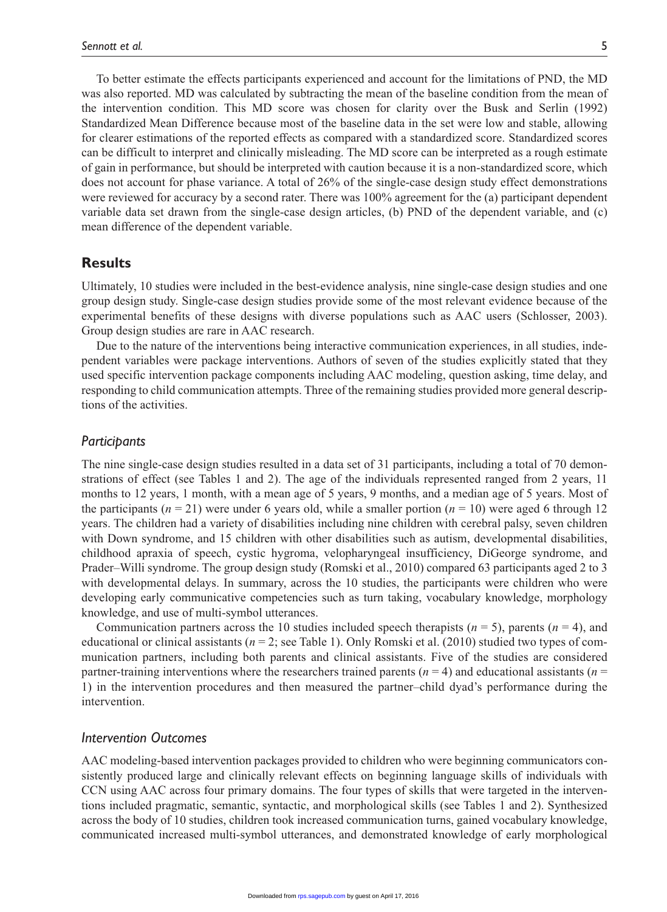To better estimate the effects participants experienced and account for the limitations of PND, the MD was also reported. MD was calculated by subtracting the mean of the baseline condition from the mean of the intervention condition. This MD score was chosen for clarity over the Busk and Serlin (1992) Standardized Mean Difference because most of the baseline data in the set were low and stable, allowing for clearer estimations of the reported effects as compared with a standardized score. Standardized scores can be difficult to interpret and clinically misleading. The MD score can be interpreted as a rough estimate of gain in performance, but should be interpreted with caution because it is a non-standardized score, which does not account for phase variance. A total of 26% of the single-case design study effect demonstrations were reviewed for accuracy by a second rater. There was 100% agreement for the (a) participant dependent variable data set drawn from the single-case design articles, (b) PND of the dependent variable, and (c) mean difference of the dependent variable.

## Results

Ultimately, 10 studies were included in the best-evidence analysis, nine single-case design studies and one group design study. Single-case design studies provide some of the most relevant evidence because of the experimental benefits of these designs with diverse populations such as AAC users (Schlosser, 2003). Group design studies are rare in AAC research.

Due to the nature of the interventions being interactive communication experiences, in all studies, independent variables were package interventions. Authors of seven of the studies explicitly stated that they used specific intervention package components including AAC modeling, question asking, time delay, and responding to child communication attempts. Three of the remaining studies provided more general descriptions of the activities.

### *Participants*

The nine single-case design studies resulted in a data set of 31 participants, including a total of 70 demonstrations of effect (see Tables 1 and 2). The age of the individuals represented ranged from 2 years, 11 months to 12 years, 1 month, with a mean age of 5 years, 9 months, and a median age of 5 years. Most of the participants ($n = 21$) were under 6 years old, while a smaller portion ($n = 10$) were aged 6 through 12 years. The children had a variety of disabilities including nine children with cerebral palsy, seven children with Down syndrome, and 15 children with other disabilities such as autism, developmental disabilities, childhood apraxia of speech, cystic hygroma, velopharyngeal insufficiency, DiGeorge syndrome, and Prader–Willi syndrome. The group design study (Romski et al., 2010) compared 63 participants aged 2 to 3 with developmental delays. In summary, across the 10 studies, the participants were children who were developing early communicative competencies such as turn taking, vocabulary knowledge, morphology knowledge, and use of multi-symbol utterances.

Communication partners across the 10 studies included speech therapists ($n = 5$), parents ($n = 4$), and educational or clinical assistants ($n = 2$; see Table 1). Only Romski et al. (2010) studied two types of communication partners, including both parents and clinical assistants. Five of the studies are considered partner-training interventions where the researchers trained parents ($n = 4$) and educational assistants ($n = 1$) in the intervention procedures and then measured the partner–child dyad's performance during the intervention.

### *Intervention Outcomes*

AAC modeling-based intervention packages provided to children who were beginning communicators consistently produced large and clinically relevant effects on beginning language skills of individuals with CCN using AAC across four primary domains. The four types of skills that were targeted in the interventions included pragmatic, semantic, syntactic, and morphological skills (see Tables 1 and 2). Synthesized across the body of 10 studies, children took increased communication turns, gained vocabulary knowledge, communicated increased multi-symbol utterances, and demonstrated knowledge of early morphological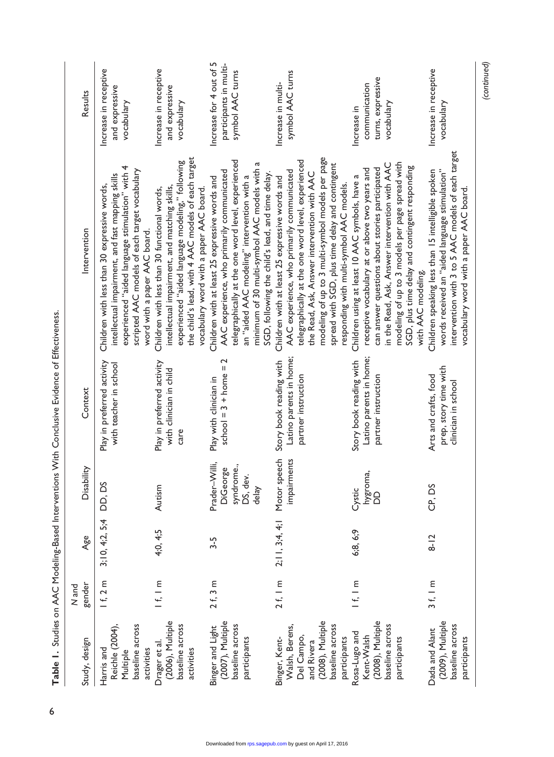**Table 1.** Studies on AAC Modeling-Based Interventions With Conclusive Evidence of Effectiveness.

| Study, design | N and gender | Age | Disability | Context | Intervention | Results |
|---|---|---|---|---|---|---|
| Harris and Reichle (2004), Multiple baseline across activities | 1 f, 2 m | 3;10, 4;2, 5;4 | DD, DS | Play in preferred activity with teacher in school | Children with less than 30 expressive words, intellectual impairment, and fast mapping skills experienced "aided language stimulation" with 4 scripted AAC models of each target vocabulary word with a paper AAC board. | Increase in receptive and expressive vocabulary |
| Drager et al. (2006), Multiple baseline across activities | 1 f, 1 m | 4;0, 4;5 | Autism | Play in preferred activity with clinician in child care | Children with less than 30 functional words, intellectual impairment, and matching skills, experienced "aided language modeling," following the child's lead, with 4 AAC models of each target vocabulary word with a paper AAC board. | Increase in receptive and expressive vocabulary |
| Binger and Light (2007), Multiple baseline across participants | 2 f, 3 m | 3-5 | Prader–Willi, DiGeorge syndrome., DS, dev. delay | Play with clinician in school = 3 + home = 2 | Children with at least 25 expressive words and AAC experience, who primarily communicated telegraphically at the one word level, experienced an "aided AAC modeling" intervention with a minimum of 30 multi-symbol AAC models with a SGD, following the child's lead, and time delay. | Increase for 4 out of 5 participants in multi-symbol AAC turns |
| Binger, Kent-Walsh, Berens, Del Campo, and Rivera (2008), Multiple baseline across participants | 2 f, 1 m | 2;11, 3;4, 4;1 | Motor speech impairments | Story book reading with Latino parents in home; partner instruction | Children with at least 25 expressive words and AAC experience, who primarily communicated telegraphically at the one word level, experienced the Read, Ask, Answer intervention with AAC modeling of up to 3 multi-symbol models per page spread with SGD, plus time delay and contingent responding with multi-symbol AAC models. | Increase in multi-symbol AAC turns |
| Rosa-Lugo and Kent-Walsh (2008), Multiple baseline across participants | 1 f, 1 m | 6;8, 6;9 | Cystic hygroma, DD | Story book reading with Latino parents in home; partner instruction | Children using at least 10 AAC symbols, have a receptive vocabulary at or above two years and can answer questions about stories participated in the Read, Ask, Answer intervention with AAC modeling of up to 3 models per page spread with SGD, plus time delay and contingent responding with AAC modeling. | Increase in communication turns, expressive vocabulary |
| Dada and Alant (2009), Multiple baseline across participants | 3 f, 1 m | 8-12 | CP, DS | Arts and crafts, food prep, story time with clinician in school | Children speaking less than 15 intelligible spoken words received an "aided language stimulation" intervention with 3 to 5 AAC models of each target vocabulary word with a paper AAC board. | Increase in receptive vocabulary |

(continued)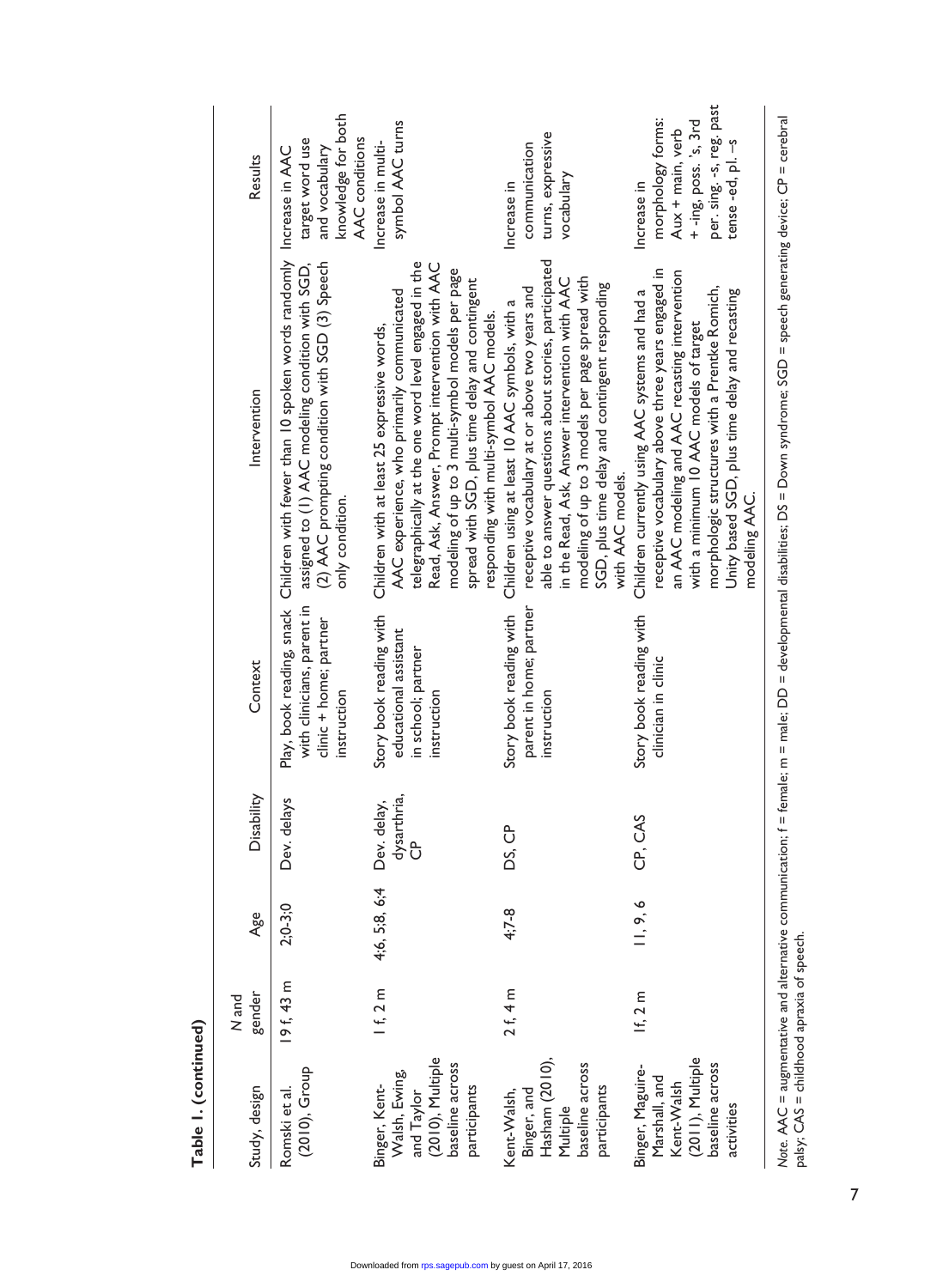**Table 1. (continued)**

| Study, design | *N* and gender | Age | Disability | Context | Intervention | Results |
|---|---|---|---|---|---|---|
| Romski et al. (2010), Group | 19 f, 43 m | 2;0-3;0 | Dev. delays | Play, book reading, snack with clinicians, parent in clinic + home; partner instruction | Children with fewer than 10 spoken words randomly assigned to (1) AAC modeling condition with SGD, (2) AAC prompting condition with SGD (3) Speech only condition. | Increase in AAC target word use and vocabulary knowledge for both AAC conditions |
| Binger, Kent-Walsh, Ewing, and Taylor (2010), Multiple baseline across participants | 1 f, 2 m | 4;6, 5;8, 6;4 | Dev. delay, dysarthria, CP | Story book reading with educational assistant in school; partner instruction | Children with at least 25 expressive words, AAC experience, who primarily communicated telegraphically at the one word level engaged in the Read, Ask, Answer, Prompt intervention with AAC modeling of up to 3 multi-symbol models per page spread with SGD, plus time delay and contingent responding with multi-symbol AAC models. | Increase in multi-symbol AAC turns |
| Kent-Walsh, Binger, and Hasham (2010), Multiple baseline across participants | 2 f, 4 m | 4;7-8 | DS, CP | Story book reading with parent in home; partner instruction | Children using at least 10 AAC symbols, with a receptive vocabulary at or above two years and able to answer questions about stories, participated in the Read, Ask, Answer intervention with AAC modeling of up to 3 models per page spread with SGD, plus time delay and contingent responding with AAC models. | Increase in communication turns, expressive vocabulary |
| Binger, Maguire-Marshall, and Kent-Walsh (2011), Multiple baseline across activities | 1f, 2 m | 11, 9, 6 | CP, CAS | Story book reading with clinician in clinic | Children currently using AAC systems and had a receptive vocabulary above three years engaged in an AAC modeling and AAC recasting intervention with a minimum 10 AAC models of target morphologic structures with a Prentke Romich, Unity based SGD, plus time delay and recasting modeling AAC. | Increase in morphology forms: Aux + main, verb + -ing, poss. 's, 3rd per. sing. -s, reg. past tense -ed, pl. –s |

*Note.* AAC = augmentative and alternative communication; f = female; m = male; DD = developmental disabilities; DS = Down syndrome; SGD = speech generating device; CP = cerebral palsy; CAS = childhood apraxia of speech.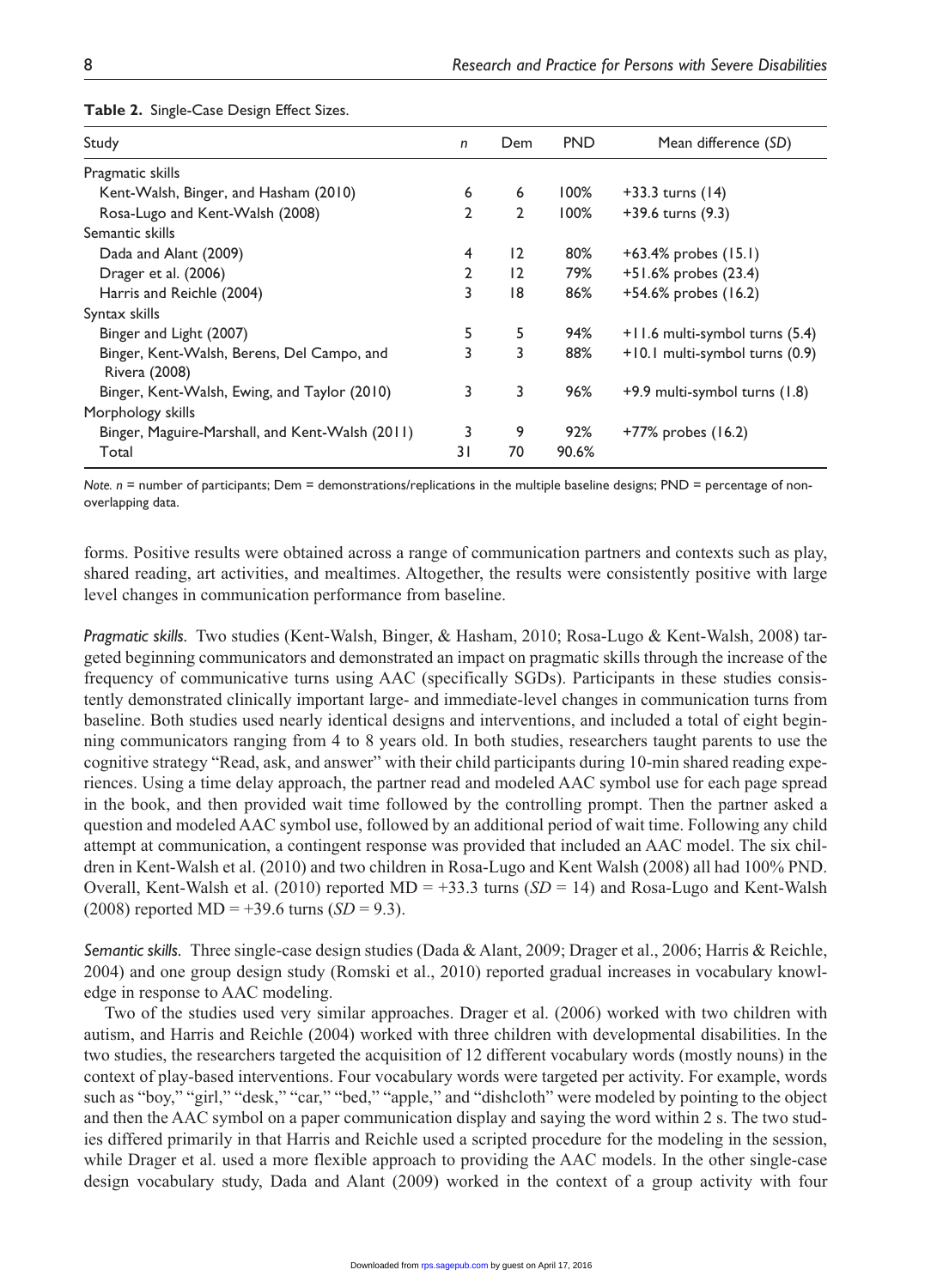**Table 2.** Single-Case Design Effect Sizes.

| Study | *n* | Dem | PND | Mean difference (*SD*) |
|---|---|---|---|---|
| Pragmatic skills | | | | |
| Kent-Walsh, Binger, and Hasham (2010) | 6 | 6 | 100% | +33.3 turns (14) |
| Rosa-Lugo and Kent-Walsh (2008) | 2 | 2 | 100% | +39.6 turns (9.3) |
| Semantic skills | | | | |
| Dada and Alant (2009) | 4 | 12 | 80% | +63.4% probes (15.1) |
| Drager et al. (2006) | 2 | 12 | 79% | +51.6% probes (23.4) |
| Harris and Reichle (2004) | 3 | 18 | 86% | +54.6% probes (16.2) |
| Syntax skills | | | | |
| Binger and Light (2007) | 5 | 5 | 94% | +11.6 multi-symbol turns (5.4) |
| Binger, Kent-Walsh, Berens, Del Campo, and Rivera (2008) | 3 | 3 | 88% | +10.1 multi-symbol turns (0.9) |
| Binger, Kent-Walsh, Ewing, and Taylor (2010) | 3 | 3 | 96% | +9.9 multi-symbol turns (1.8) |
| Morphology skills | | | | |
| Binger, Maguire-Marshall, and Kent-Walsh (2011) | 3 | 9 | 92% | +77% probes (16.2) |
| Total | 31 | 70 | 90.6% | |

*Note. n* = number of participants; Dem = demonstrations/replications in the multiple baseline designs; PND = percentage of non-overlapping data.

forms. Positive results were obtained across a range of communication partners and contexts such as play, shared reading, art activities, and mealtimes. Altogether, the results were consistently positive with large level changes in communication performance from baseline.

*Pragmatic skills.* Two studies (Kent-Walsh, Binger, & Hasham, 2010; Rosa-Lugo & Kent-Walsh, 2008) targeted beginning communicators and demonstrated an impact on pragmatic skills through the increase of the frequency of communicative turns using AAC (specifically SGDs). Participants in these studies consistently demonstrated clinically important large- and immediate-level changes in communication turns from baseline. Both studies used nearly identical designs and interventions, and included a total of eight beginning communicators ranging from 4 to 8 years old. In both studies, researchers taught parents to use the cognitive strategy "Read, ask, and answer" with their child participants during 10-min shared reading experiences. Using a time delay approach, the partner read and modeled AAC symbol use for each page spread in the book, and then provided wait time followed by the controlling prompt. Then the partner asked a question and modeled AAC symbol use, followed by an additional period of wait time. Following any child attempt at communication, a contingent response was provided that included an AAC model. The six children in Kent-Walsh et al. (2010) and two children in Rosa-Lugo and Kent Walsh (2008) all had 100% PND. Overall, Kent-Walsh et al. (2010) reported MD = +33.3 turns (*SD* = 14) and Rosa-Lugo and Kent-Walsh (2008) reported MD = +39.6 turns (*SD* = 9.3).

*Semantic skills.* Three single-case design studies (Dada & Alant, 2009; Drager et al., 2006; Harris & Reichle, 2004) and one group design study (Romski et al., 2010) reported gradual increases in vocabulary knowledge in response to AAC modeling.

Two of the studies used very similar approaches. Drager et al. (2006) worked with two children with autism, and Harris and Reichle (2004) worked with three children with developmental disabilities. In the two studies, the researchers targeted the acquisition of 12 different vocabulary words (mostly nouns) in the context of play-based interventions. Four vocabulary words were targeted per activity. For example, words such as "boy," "girl," "desk," "car," "bed," "apple," and "dishcloth" were modeled by pointing to the object and then the AAC symbol on a paper communication display and saying the word within 2 s. The two studies differed primarily in that Harris and Reichle used a scripted procedure for the modeling in the session, while Drager et al. used a more flexible approach to providing the AAC models. In the other single-case design vocabulary study, Dada and Alant (2009) worked in the context of a group activity with four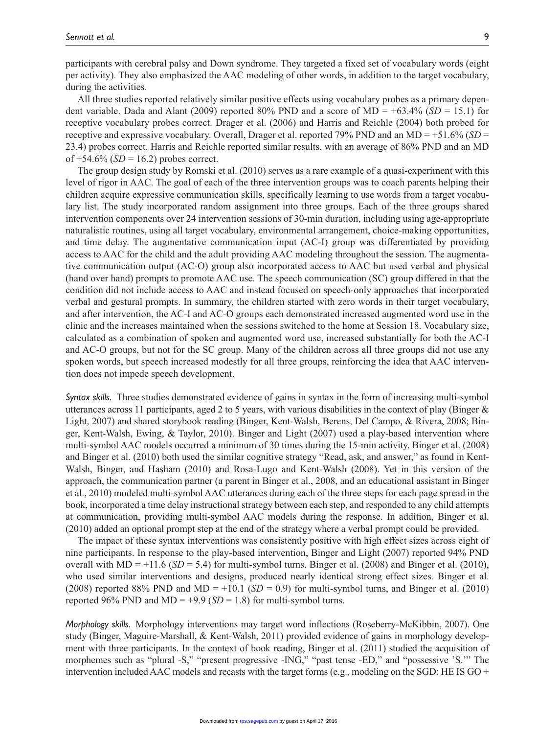participants with cerebral palsy and Down syndrome. They targeted a fixed set of vocabulary words (eight per activity). They also emphasized the AAC modeling of other words, in addition to the target vocabulary, during the activities.

All three studies reported relatively similar positive effects using vocabulary probes as a primary dependent variable. Dada and Alant (2009) reported 80% PND and a score of MD = +63.4% (*SD* = 15.1) for receptive vocabulary probes correct. Drager et al. (2006) and Harris and Reichle (2004) both probed for receptive and expressive vocabulary. Overall, Drager et al. reported 79% PND and an MD = +51.6% (*SD* = 23.4) probes correct. Harris and Reichle reported similar results, with an average of 86% PND and an MD of +54.6% (*SD* = 16.2) probes correct.

The group design study by Romski et al. (2010) serves as a rare example of a quasi-experiment with this level of rigor in AAC. The goal of each of the three intervention groups was to coach parents helping their children acquire expressive communication skills, specifically learning to use words from a target vocabulary list. The study incorporated random assignment into three groups. Each of the three groups shared intervention components over 24 intervention sessions of 30-min duration, including using age-appropriate naturalistic routines, using all target vocabulary, environmental arrangement, choice-making opportunities, and time delay. The augmentative communication input (AC-I) group was differentiated by providing access to AAC for the child and the adult providing AAC modeling throughout the session. The augmentative communication output (AC-O) group also incorporated access to AAC but used verbal and physical (hand over hand) prompts to promote AAC use. The speech communication (SC) group differed in that the condition did not include access to AAC and instead focused on speech-only approaches that incorporated verbal and gestural prompts. In summary, the children started with zero words in their target vocabulary, and after intervention, the AC-I and AC-O groups each demonstrated increased augmented word use in the clinic and the increases maintained when the sessions switched to the home at Session 18. Vocabulary size, calculated as a combination of spoken and augmented word use, increased substantially for both the AC-I and AC-O groups, but not for the SC group. Many of the children across all three groups did not use any spoken words, but speech increased modestly for all three groups, reinforcing the idea that AAC intervention does not impede speech development.

*Syntax skills.* Three studies demonstrated evidence of gains in syntax in the form of increasing multi-symbol utterances across 11 participants, aged 2 to 5 years, with various disabilities in the context of play (Binger & Light, 2007) and shared storybook reading (Binger, Kent-Walsh, Berens, Del Campo, & Rivera, 2008; Binger, Kent-Walsh, Ewing, & Taylor, 2010). Binger and Light (2007) used a play-based intervention where multi-symbol AAC models occurred a minimum of 30 times during the 15-min activity. Binger et al. (2008) and Binger et al. (2010) both used the similar cognitive strategy "Read, ask, and answer," as found in Kent-Walsh, Binger, and Hasham (2010) and Rosa-Lugo and Kent-Walsh (2008). Yet in this version of the approach, the communication partner (a parent in Binger et al., 2008, and an educational assistant in Binger et al., 2010) modeled multi-symbol AAC utterances during each of the three steps for each page spread in the book, incorporated a time delay instructional strategy between each step, and responded to any child attempts at communication, providing multi-symbol AAC models during the response. In addition, Binger et al. (2010) added an optional prompt step at the end of the strategy where a verbal prompt could be provided.

The impact of these syntax interventions was consistently positive with high effect sizes across eight of nine participants. In response to the play-based intervention, Binger and Light (2007) reported 94% PND overall with MD = +11.6 (*SD* = 5.4) for multi-symbol turns. Binger et al. (2008) and Binger et al. (2010), who used similar interventions and designs, produced nearly identical strong effect sizes. Binger et al. (2008) reported 88% PND and MD = +10.1 (*SD* = 0.9) for multi-symbol turns, and Binger et al. (2010) reported 96% PND and MD = +9.9 (*SD* = 1.8) for multi-symbol turns.

*Morphology skills.* Morphology interventions may target word inflections (Roseberry-McKibbin, 2007). One study (Binger, Maguire-Marshall, & Kent-Walsh, 2011) provided evidence of gains in morphology development with three participants. In the context of book reading, Binger et al. (2011) studied the acquisition of morphemes such as "plural -S," "present progressive -ING," "past tense -ED," and "possessive 'S.'" The intervention included AAC models and recasts with the target forms (e.g., modeling on the SGD: HE IS GO +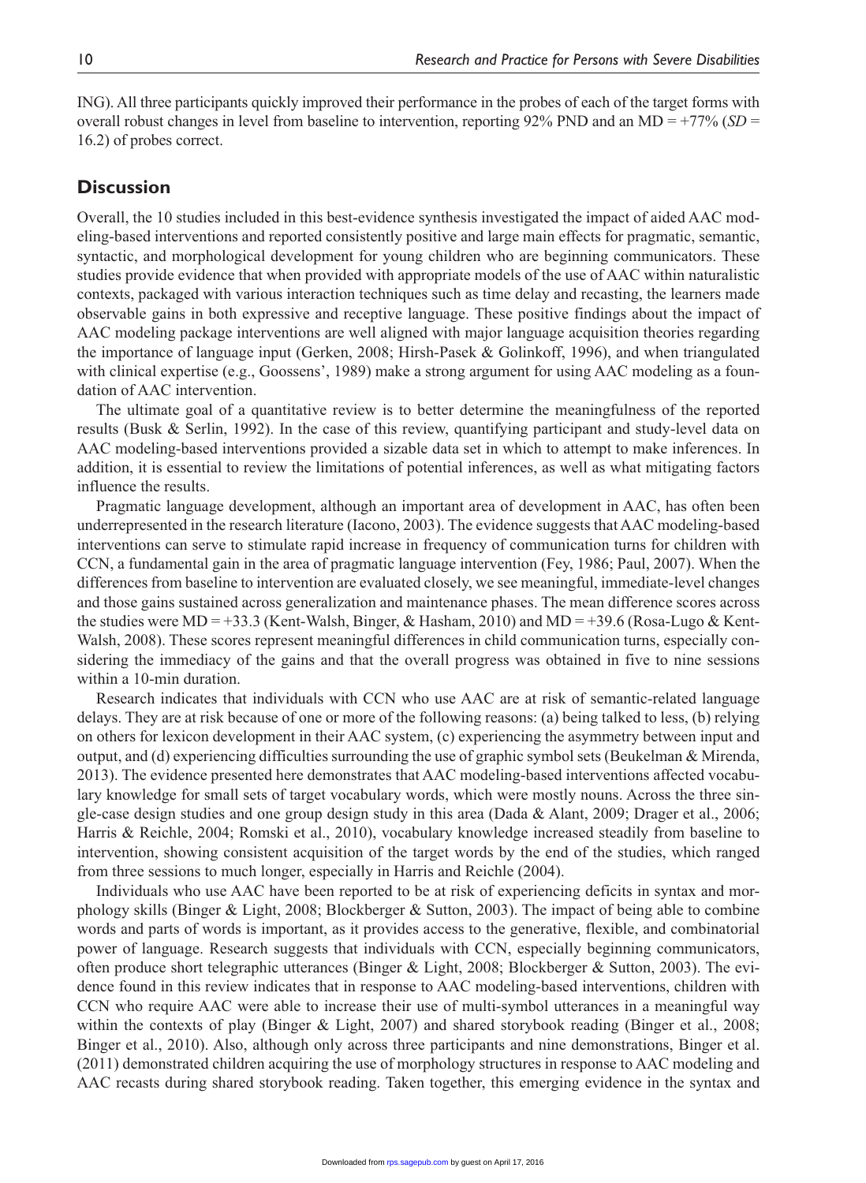ING). All three participants quickly improved their performance in the probes of each of the target forms with overall robust changes in level from baseline to intervention, reporting 92% PND and an MD = +77% (*SD* = 16.2) of probes correct.

## Discussion

Overall, the 10 studies included in this best-evidence synthesis investigated the impact of aided AAC modeling-based interventions and reported consistently positive and large main effects for pragmatic, semantic, syntactic, and morphological development for young children who are beginning communicators. These studies provide evidence that when provided with appropriate models of the use of AAC within naturalistic contexts, packaged with various interaction techniques such as time delay and recasting, the learners made observable gains in both expressive and receptive language. These positive findings about the impact of AAC modeling package interventions are well aligned with major language acquisition theories regarding the importance of language input (Gerken, 2008; Hirsh-Pasek & Golinkoff, 1996), and when triangulated with clinical expertise (e.g., Goossens', 1989) make a strong argument for using AAC modeling as a foundation of AAC intervention.

The ultimate goal of a quantitative review is to better determine the meaningfulness of the reported results (Busk & Serlin, 1992). In the case of this review, quantifying participant and study-level data on AAC modeling-based interventions provided a sizable data set in which to attempt to make inferences. In addition, it is essential to review the limitations of potential inferences, as well as what mitigating factors influence the results.

Pragmatic language development, although an important area of development in AAC, has often been underrepresented in the research literature (Iacono, 2003). The evidence suggests that AAC modeling-based interventions can serve to stimulate rapid increase in frequency of communication turns for children with CCN, a fundamental gain in the area of pragmatic language intervention (Fey, 1986; Paul, 2007). When the differences from baseline to intervention are evaluated closely, we see meaningful, immediate-level changes and those gains sustained across generalization and maintenance phases. The mean difference scores across the studies were MD = +33.3 (Kent-Walsh, Binger, & Hasham, 2010) and MD = +39.6 (Rosa-Lugo & Kent-Walsh, 2008). These scores represent meaningful differences in child communication turns, especially considering the immediacy of the gains and that the overall progress was obtained in five to nine sessions within a 10-min duration.

Research indicates that individuals with CCN who use AAC are at risk of semantic-related language delays. They are at risk because of one or more of the following reasons: (a) being talked to less, (b) relying on others for lexicon development in their AAC system, (c) experiencing the asymmetry between input and output, and (d) experiencing difficulties surrounding the use of graphic symbol sets (Beukelman & Mirenda, 2013). The evidence presented here demonstrates that AAC modeling-based interventions affected vocabulary knowledge for small sets of target vocabulary words, which were mostly nouns. Across the three single-case design studies and one group design study in this area (Dada & Alant, 2009; Drager et al., 2006; Harris & Reichle, 2004; Romski et al., 2010), vocabulary knowledge increased steadily from baseline to intervention, showing consistent acquisition of the target words by the end of the studies, which ranged from three sessions to much longer, especially in Harris and Reichle (2004).

Individuals who use AAC have been reported to be at risk of experiencing deficits in syntax and morphology skills (Binger & Light, 2008; Blockberger & Sutton, 2003). The impact of being able to combine words and parts of words is important, as it provides access to the generative, flexible, and combinatorial power of language. Research suggests that individuals with CCN, especially beginning communicators, often produce short telegraphic utterances (Binger & Light, 2008; Blockberger & Sutton, 2003). The evidence found in this review indicates that in response to AAC modeling-based interventions, children with CCN who require AAC were able to increase their use of multi-symbol utterances in a meaningful way within the contexts of play (Binger & Light, 2007) and shared storybook reading (Binger et al., 2008; Binger et al., 2010). Also, although only across three participants and nine demonstrations, Binger et al. (2011) demonstrated children acquiring the use of morphology structures in response to AAC modeling and AAC recasts during shared storybook reading. Taken together, this emerging evidence in the syntax and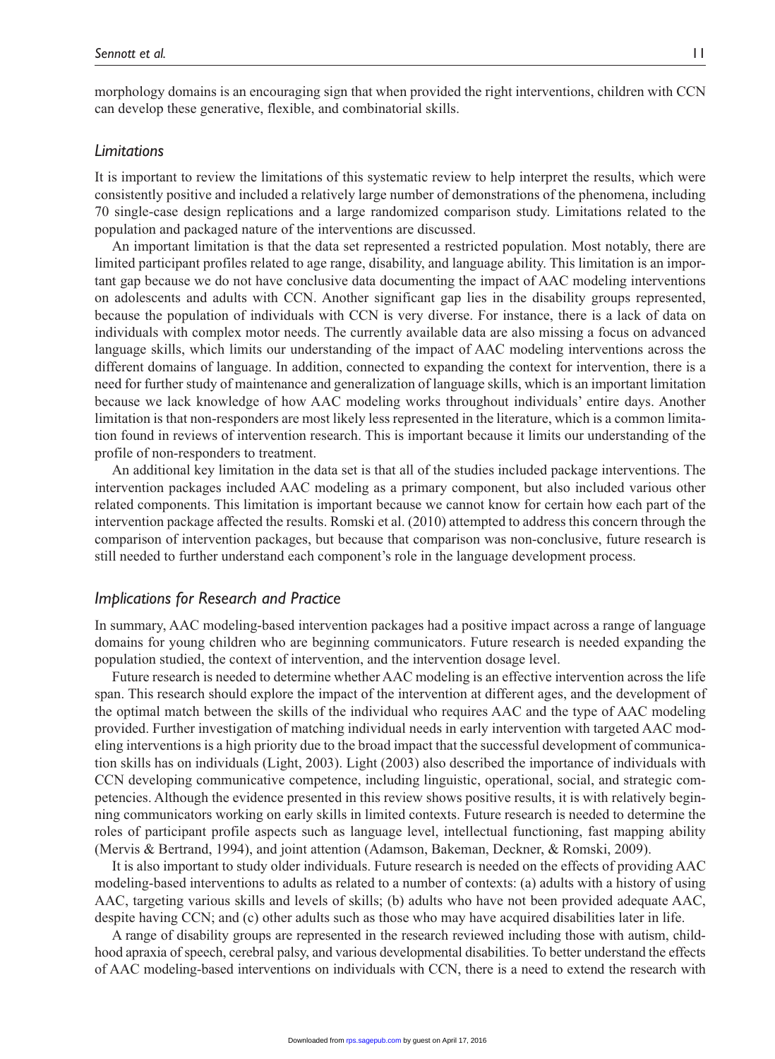morphology domains is an encouraging sign that when provided the right interventions, children with CCN can develop these generative, flexible, and combinatorial skills.

### *Limitations*

It is important to review the limitations of this systematic review to help interpret the results, which were consistently positive and included a relatively large number of demonstrations of the phenomena, including 70 single-case design replications and a large randomized comparison study. Limitations related to the population and packaged nature of the interventions are discussed.

An important limitation is that the data set represented a restricted population. Most notably, there are limited participant profiles related to age range, disability, and language ability. This limitation is an important gap because we do not have conclusive data documenting the impact of AAC modeling interventions on adolescents and adults with CCN. Another significant gap lies in the disability groups represented, because the population of individuals with CCN is very diverse. For instance, there is a lack of data on individuals with complex motor needs. The currently available data are also missing a focus on advanced language skills, which limits our understanding of the impact of AAC modeling interventions across the different domains of language. In addition, connected to expanding the context for intervention, there is a need for further study of maintenance and generalization of language skills, which is an important limitation because we lack knowledge of how AAC modeling works throughout individuals' entire days. Another limitation is that non-responders are most likely less represented in the literature, which is a common limitation found in reviews of intervention research. This is important because it limits our understanding of the profile of non-responders to treatment.

An additional key limitation in the data set is that all of the studies included package interventions. The intervention packages included AAC modeling as a primary component, but also included various other related components. This limitation is important because we cannot know for certain how each part of the intervention package affected the results. Romski et al. (2010) attempted to address this concern through the comparison of intervention packages, but because that comparison was non-conclusive, future research is still needed to further understand each component's role in the language development process.

### *Implications for Research and Practice*

In summary, AAC modeling-based intervention packages had a positive impact across a range of language domains for young children who are beginning communicators. Future research is needed expanding the population studied, the context of intervention, and the intervention dosage level.

Future research is needed to determine whether AAC modeling is an effective intervention across the life span. This research should explore the impact of the intervention at different ages, and the development of the optimal match between the skills of the individual who requires AAC and the type of AAC modeling provided. Further investigation of matching individual needs in early intervention with targeted AAC modeling interventions is a high priority due to the broad impact that the successful development of communication skills has on individuals (Light, 2003). Light (2003) also described the importance of individuals with CCN developing communicative competence, including linguistic, operational, social, and strategic competencies. Although the evidence presented in this review shows positive results, it is with relatively beginning communicators working on early skills in limited contexts. Future research is needed to determine the roles of participant profile aspects such as language level, intellectual functioning, fast mapping ability (Mervis & Bertrand, 1994), and joint attention (Adamson, Bakeman, Deckner, & Romski, 2009).

It is also important to study older individuals. Future research is needed on the effects of providing AAC modeling-based interventions to adults as related to a number of contexts: (a) adults with a history of using AAC, targeting various skills and levels of skills; (b) adults who have not been provided adequate AAC, despite having CCN; and (c) other adults such as those who may have acquired disabilities later in life.

A range of disability groups are represented in the research reviewed including those with autism, childhood apraxia of speech, cerebral palsy, and various developmental disabilities. To better understand the effects of AAC modeling-based interventions on individuals with CCN, there is a need to extend the research with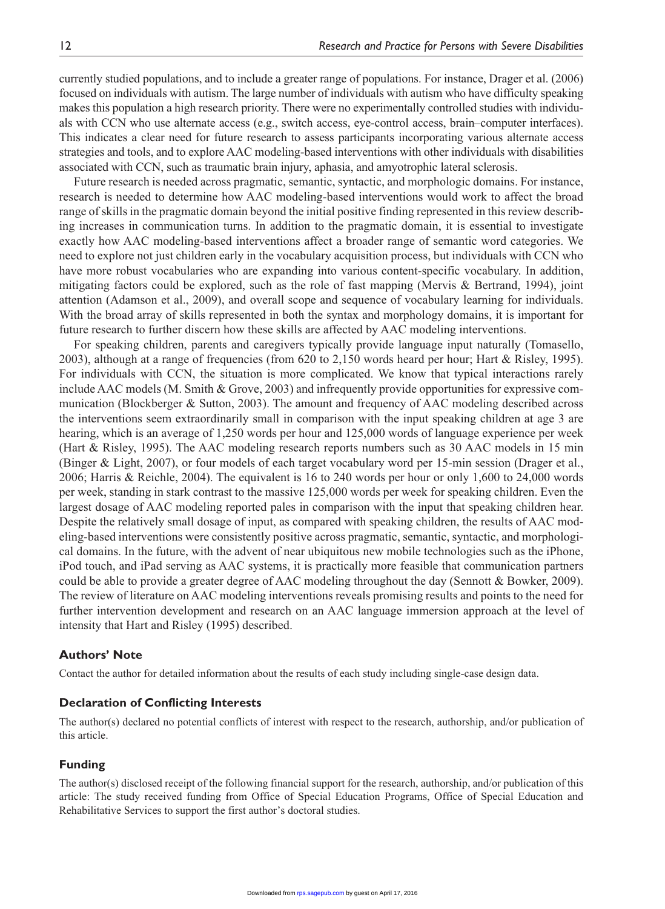currently studied populations, and to include a greater range of populations. For instance, Drager et al. (2006) focused on individuals with autism. The large number of individuals with autism who have difficulty speaking makes this population a high research priority. There were no experimentally controlled studies with individuals with CCN who use alternate access (e.g., switch access, eye-control access, brain–computer interfaces). This indicates a clear need for future research to assess participants incorporating various alternate access strategies and tools, and to explore AAC modeling-based interventions with other individuals with disabilities associated with CCN, such as traumatic brain injury, aphasia, and amyotrophic lateral sclerosis.

Future research is needed across pragmatic, semantic, syntactic, and morphologic domains. For instance, research is needed to determine how AAC modeling-based interventions would work to affect the broad range of skills in the pragmatic domain beyond the initial positive finding represented in this review describing increases in communication turns. In addition to the pragmatic domain, it is essential to investigate exactly how AAC modeling-based interventions affect a broader range of semantic word categories. We need to explore not just children early in the vocabulary acquisition process, but individuals with CCN who have more robust vocabularies who are expanding into various content-specific vocabulary. In addition, mitigating factors could be explored, such as the role of fast mapping (Mervis & Bertrand, 1994), joint attention (Adamson et al., 2009), and overall scope and sequence of vocabulary learning for individuals. With the broad array of skills represented in both the syntax and morphology domains, it is important for future research to further discern how these skills are affected by AAC modeling interventions.

For speaking children, parents and caregivers typically provide language input naturally (Tomasello, 2003), although at a range of frequencies (from 620 to 2,150 words heard per hour; Hart & Risley, 1995). For individuals with CCN, the situation is more complicated. We know that typical interactions rarely include AAC models (M. Smith & Grove, 2003) and infrequently provide opportunities for expressive communication (Blockberger & Sutton, 2003). The amount and frequency of AAC modeling described across the interventions seem extraordinarily small in comparison with the input speaking children at age 3 are hearing, which is an average of 1,250 words per hour and 125,000 words of language experience per week (Hart & Risley, 1995). The AAC modeling research reports numbers such as 30 AAC models in 15 min (Binger & Light, 2007), or four models of each target vocabulary word per 15-min session (Drager et al., 2006; Harris & Reichle, 2004). The equivalent is 16 to 240 words per hour or only 1,600 to 24,000 words per week, standing in stark contrast to the massive 125,000 words per week for speaking children. Even the largest dosage of AAC modeling reported pales in comparison with the input that speaking children hear. Despite the relatively small dosage of input, as compared with speaking children, the results of AAC modeling-based interventions were consistently positive across pragmatic, semantic, syntactic, and morphological domains. In the future, with the advent of near ubiquitous new mobile technologies such as the iPhone, iPod touch, and iPad serving as AAC systems, it is practically more feasible that communication partners could be able to provide a greater degree of AAC modeling throughout the day (Sennott & Bowker, 2009). The review of literature on AAC modeling interventions reveals promising results and points to the need for further intervention development and research on an AAC language immersion approach at the level of intensity that Hart and Risley (1995) described.

### Authors' Note

Contact the author for detailed information about the results of each study including single-case design data.

### Declaration of Conflicting Interests

The author(s) declared no potential conflicts of interest with respect to the research, authorship, and/or publication of this article.

### Funding

The author(s) disclosed receipt of the following financial support for the research, authorship, and/or publication of this article: The study received funding from Office of Special Education Programs, Office of Special Education and Rehabilitative Services to support the first author's doctoral studies.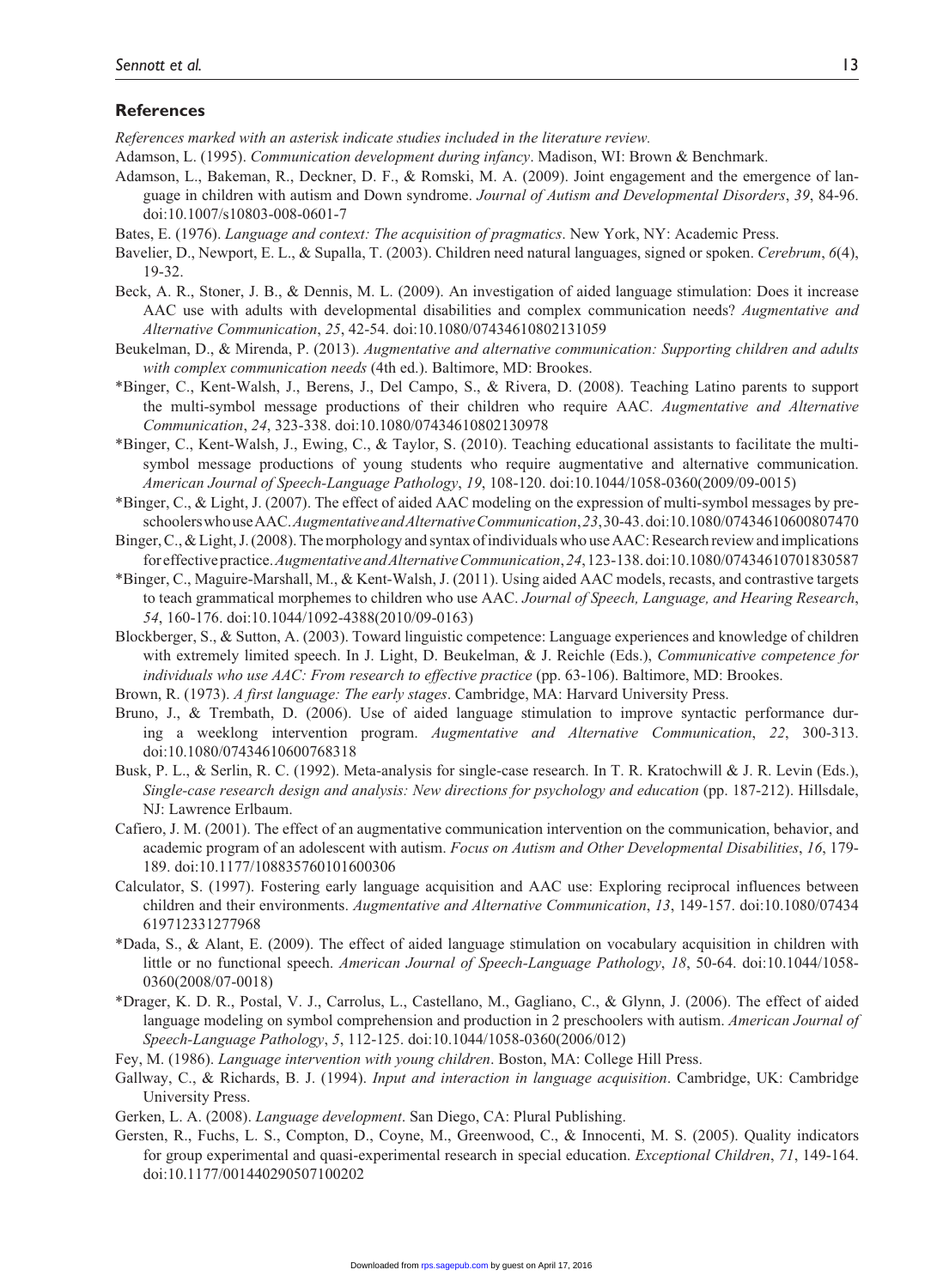## References

*References marked with an asterisk indicate studies included in the literature review.*

Adamson, L. (1995). *Communication development during infancy*. Madison, WI: Brown & Benchmark.

Adamson, L., Bakeman, R., Deckner, D. F., & Romski, M. A. (2009). Joint engagement and the emergence of language in children with autism and Down syndrome. *Journal of Autism and Developmental Disorders*, *39*, 84-96. doi:10.1007/s10803-008-0601-7

Bates, E. (1976). *Language and context: The acquisition of pragmatics*. New York, NY: Academic Press.

Bavelier, D., Newport, E. L., & Supalla, T. (2003). Children need natural languages, signed or spoken. *Cerebrum*, *6*(4), 19-32.

Beck, A. R., Stoner, J. B., & Dennis, M. L. (2009). An investigation of aided language stimulation: Does it increase AAC use with adults with developmental disabilities and complex communication needs? *Augmentative and Alternative Communication*, *25*, 42-54. doi:10.1080/07434610802131059

Beukelman, D., & Mirenda, P. (2013). *Augmentative and alternative communication: Supporting children and adults with complex communication needs* (4th ed.). Baltimore, MD: Brookes.

*Binger, C., Kent-Walsh, J., Berens, J., Del Campo, S., & Rivera, D. (2008). Teaching Latino parents to support the multi-symbol message productions of their children who require AAC. *Augmentative and Alternative Communication*, *24*, 323-338. doi:10.1080/07434610802130978

*Binger, C., Kent-Walsh, J., Ewing, C., & Taylor, S. (2010). Teaching educational assistants to facilitate the multi-symbol message productions of young students who require augmentative and alternative communication. *American Journal of Speech-Language Pathology*, *19*, 108-120. doi:10.1044/1058-0360(2009/09-0015)

*Binger, C., & Light, J. (2007). The effect of aided AAC modeling on the expression of multi-symbol messages by preschoolers who use AAC. *Augmentative and Alternative Communication*, *23*, 30-43. doi:10.1080/07434610600807470

Binger, C., & Light, J. (2008). The morphology and syntax of individuals who use AAC: Research review and implications for effective practice. *Augmentative and Alternative Communication*, *24*, 123-138. doi:10.1080/07434610701830587

*Binger, C., Maguire-Marshall, M., & Kent-Walsh, J. (2011). Using aided AAC models, recasts, and contrastive targets to teach grammatical morphemes to children who use AAC. *Journal of Speech, Language, and Hearing Research*, *54*, 160-176. doi:10.1044/1092-4388(2010/09-0163)

Blockberger, S., & Sutton, A. (2003). Toward linguistic competence: Language experiences and knowledge of children with extremely limited speech. In J. Light, D. Beukelman, & J. Reichle (Eds.), *Communicative competence for individuals who use AAC: From research to effective practice* (pp. 63-106). Baltimore, MD: Brookes.

Brown, R. (1973). *A first language: The early stages*. Cambridge, MA: Harvard University Press.

Bruno, J., & Trembath, D. (2006). Use of aided language stimulation to improve syntactic performance during a weeklong intervention program. *Augmentative and Alternative Communication*, *22*, 300-313. doi:10.1080/07434610600768318

Busk, P. L., & Serlin, R. C. (1992). Meta-analysis for single-case research. In T. R. Kratochwill & J. R. Levin (Eds.), *Single-case research design and analysis: New directions for psychology and education* (pp. 187-212). Hillsdale, NJ: Lawrence Erlbaum.

Cafiero, J. M. (2001). The effect of an augmentative communication intervention on the communication, behavior, and academic program of an adolescent with autism. *Focus on Autism and Other Developmental Disabilities*, *16*, 179-189. doi:10.1177/108835760101600306

Calculator, S. (1997). Fostering early language acquisition and AAC use: Exploring reciprocal influences between children and their environments. *Augmentative and Alternative Communication*, *13*, 149-157. doi:10.1080/07434619712331277968

*Dada, S., & Alant, E. (2009). The effect of aided language stimulation on vocabulary acquisition in children with little or no functional speech. *American Journal of Speech-Language Pathology*, *18*, 50-64. doi:10.1044/1058-0360(2008/07-0018)

*Drager, K. D. R., Postal, V. J., Carrolus, L., Castellano, M., Gagliano, C., & Glynn, J. (2006). The effect of aided language modeling on symbol comprehension and production in 2 preschoolers with autism. *American Journal of Speech-Language Pathology*, *5*, 112-125. doi:10.1044/1058-0360(2006/012)

Fey, M. (1986). *Language intervention with young children*. Boston, MA: College Hill Press.

Gallway, C., & Richards, B. J. (1994). *Input and interaction in language acquisition*. Cambridge, UK: Cambridge University Press.

Gerken, L. A. (2008). *Language development*. San Diego, CA: Plural Publishing.

Gersten, R., Fuchs, L. S., Compton, D., Coyne, M., Greenwood, C., & Innocenti, M. S. (2005). Quality indicators for group experimental and quasi-experimental research in special education. *Exceptional Children*, *71*, 149-164. doi:10.1177/001440290507100202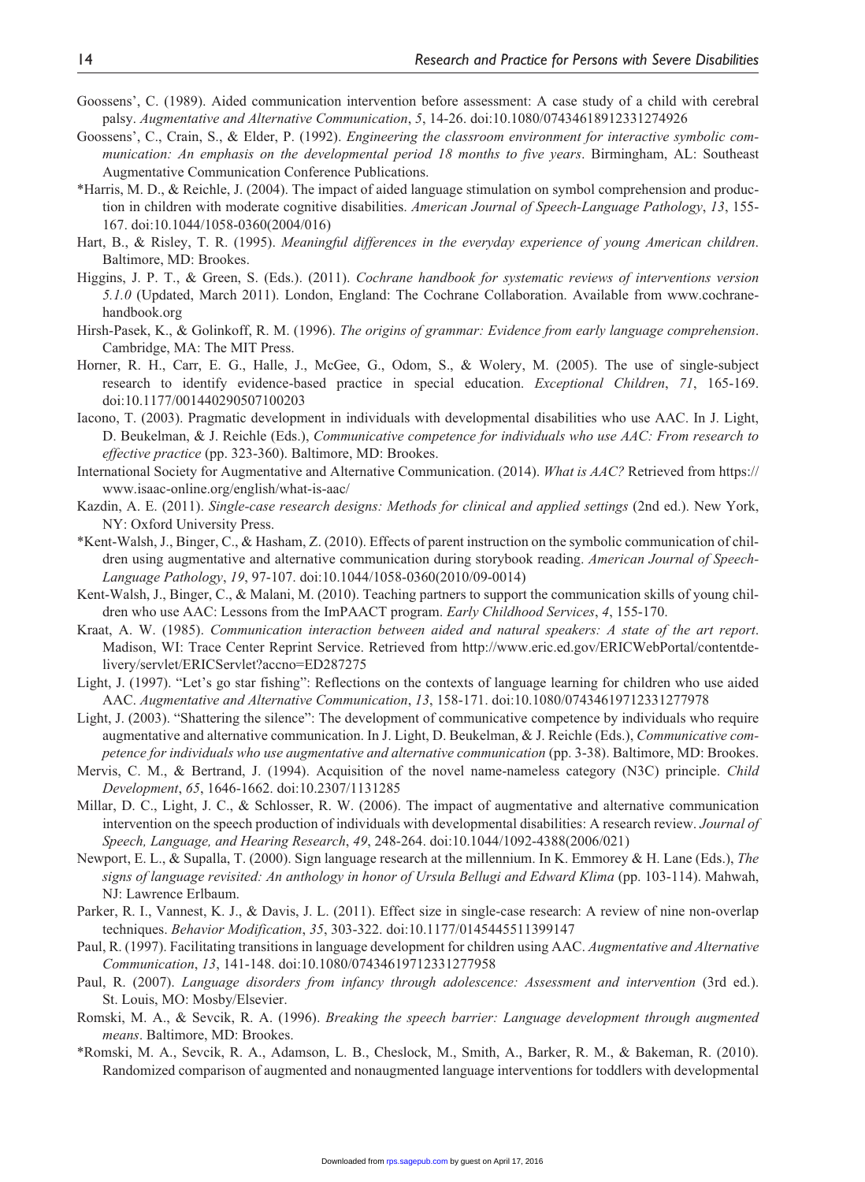Goossens', C. (1989). Aided communication intervention before assessment: A case study of a child with cerebral palsy. *Augmentative and Alternative Communication*, *5*, 14-26. doi:10.1080/07434618912331274926

Goossens', C., Crain, S., & Elder, P. (1992). *Engineering the classroom environment for interactive symbolic communication: An emphasis on the developmental period 18 months to five years*. Birmingham, AL: Southeast Augmentative Communication Conference Publications.

*Harris, M. D., & Reichle, J. (2004). The impact of aided language stimulation on symbol comprehension and production in children with moderate cognitive disabilities. *American Journal of Speech-Language Pathology*, *13*, 155-167. doi:10.1044/1058-0360(2004/016)

Hart, B., & Risley, T. R. (1995). *Meaningful differences in the everyday experience of young American children*. Baltimore, MD: Brookes.

Higgins, J. P. T., & Green, S. (Eds.). (2011). *Cochrane handbook for systematic reviews of interventions version 5.1.0* (Updated, March 2011). London, England: The Cochrane Collaboration. Available from www.cochrane-handbook.org

Hirsh-Pasek, K., & Golinkoff, R. M. (1996). *The origins of grammar: Evidence from early language comprehension*. Cambridge, MA: The MIT Press.

Horner, R. H., Carr, E. G., Halle, J., McGee, G., Odom, S., & Wolery, M. (2005). The use of single-subject research to identify evidence-based practice in special education. *Exceptional Children*, *71*, 165-169. doi:10.1177/001440290507100203

Iacono, T. (2003). Pragmatic development in individuals with developmental disabilities who use AAC. In J. Light, D. Beukelman, & J. Reichle (Eds.), *Communicative competence for individuals who use AAC: From research to effective practice* (pp. 323-360). Baltimore, MD: Brookes.

International Society for Augmentative and Alternative Communication. (2014). *What is AAC?* Retrieved from https://www.isaac-online.org/english/what-is-aac/

Kazdin, A. E. (2011). *Single-case research designs: Methods for clinical and applied settings* (2nd ed.). New York, NY: Oxford University Press.

*Kent-Walsh, J., Binger, C., & Hasham, Z. (2010). Effects of parent instruction on the symbolic communication of children using augmentative and alternative communication during storybook reading. *American Journal of Speech-Language Pathology*, *19*, 97-107. doi:10.1044/1058-0360(2010/09-0014)

Kent-Walsh, J., Binger, C., & Malani, M. (2010). Teaching partners to support the communication skills of young children who use AAC: Lessons from the ImPAACT program. *Early Childhood Services*, *4*, 155-170.

Kraat, A. W. (1985). *Communication interaction between aided and natural speakers: A state of the art report*. Madison, WI: Trace Center Reprint Service. Retrieved from http://www.eric.ed.gov/ERICWebPortal/contentdelivery/servlet/ERICServlet?accno=ED287275

Light, J. (1997). "Let's go star fishing": Reflections on the contexts of language learning for children who use aided AAC. *Augmentative and Alternative Communication*, *13*, 158-171. doi:10.1080/07434619712331277978

Light, J. (2003). "Shattering the silence": The development of communicative competence by individuals who require augmentative and alternative communication. In J. Light, D. Beukelman, & J. Reichle (Eds.), *Communicative competence for individuals who use augmentative and alternative communication* (pp. 3-38). Baltimore, MD: Brookes.

Mervis, C. M., & Bertrand, J. (1994). Acquisition of the novel name-nameless category (N3C) principle. *Child Development*, *65*, 1646-1662. doi:10.2307/1131285

Millar, D. C., Light, J. C., & Schlosser, R. W. (2006). The impact of augmentative and alternative communication intervention on the speech production of individuals with developmental disabilities: A research review. *Journal of Speech, Language, and Hearing Research*, *49*, 248-264. doi:10.1044/1092-4388(2006/021)

Newport, E. L., & Supalla, T. (2000). Sign language research at the millennium. In K. Emmorey & H. Lane (Eds.), *The signs of language revisited: An anthology in honor of Ursula Bellugi and Edward Klima* (pp. 103-114). Mahwah, NJ: Lawrence Erlbaum.

Parker, R. I., Vannest, K. J., & Davis, J. L. (2011). Effect size in single-case research: A review of nine non-overlap techniques. *Behavior Modification*, *35*, 303-322. doi:10.1177/0145445511399147

Paul, R. (1997). Facilitating transitions in language development for children using AAC. *Augmentative and Alternative Communication*, *13*, 141-148. doi:10.1080/07434619712331277958

Paul, R. (2007). *Language disorders from infancy through adolescence: Assessment and intervention* (3rd ed.). St. Louis, MO: Mosby/Elsevier.

Romski, M. A., & Sevcik, R. A. (1996). *Breaking the speech barrier: Language development through augmented means*. Baltimore, MD: Brookes.

*Romski, M. A., Sevcik, R. A., Adamson, L. B., Cheslock, M., Smith, A., Barker, R. M., & Bakeman, R. (2010). Randomized comparison of augmented and nonaugmented language interventions for toddlers with developmental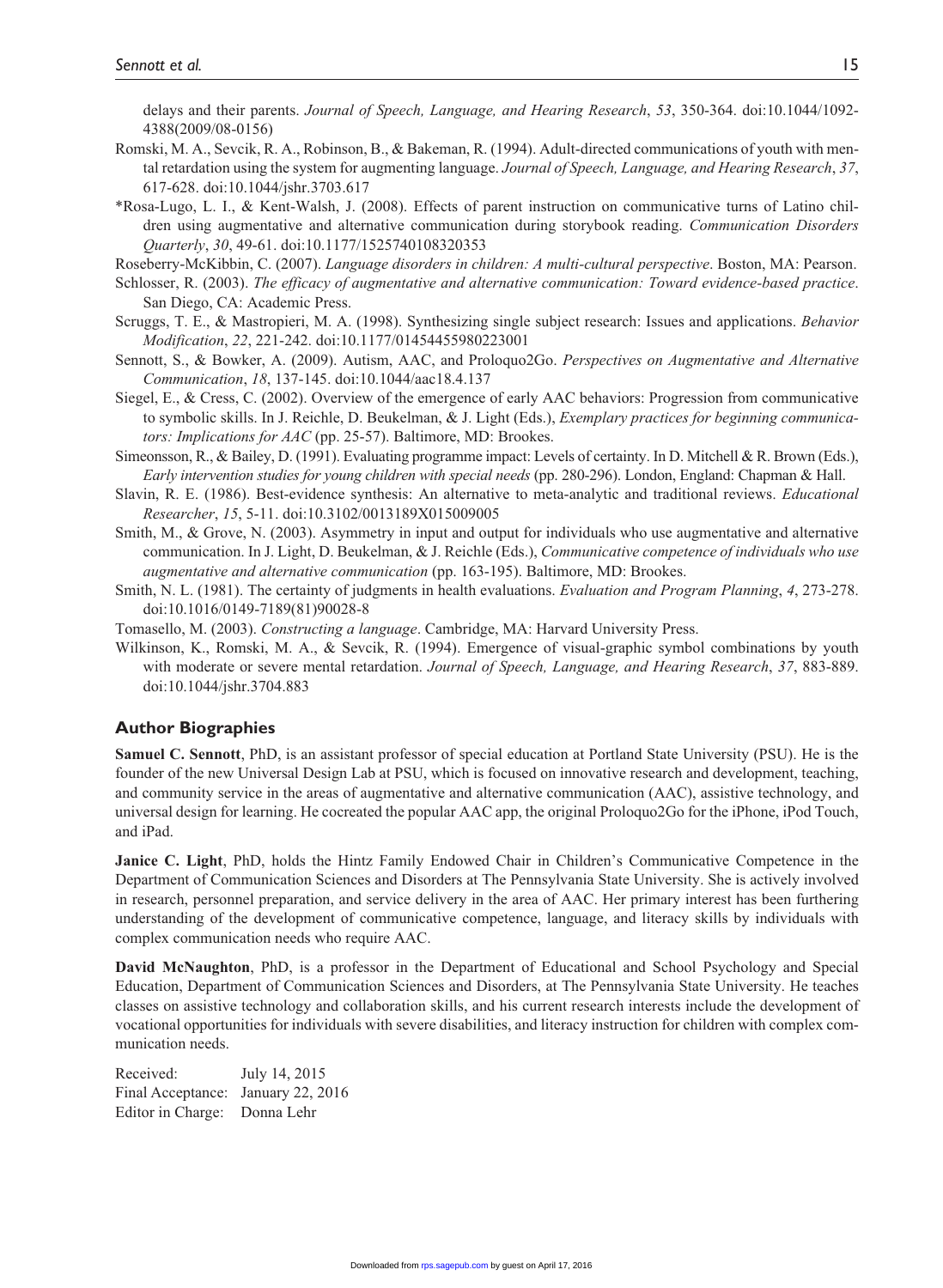delays and their parents. *Journal of Speech, Language, and Hearing Research*, *53*, 350-364. doi:10.1044/1092-4388(2009/08-0156)

Romski, M. A., Sevcik, R. A., Robinson, B., & Bakeman, R. (1994). Adult-directed communications of youth with mental retardation using the system for augmenting language. *Journal of Speech, Language, and Hearing Research*, *37*, 617-628. doi:10.1044/jshr.3703.617

*Rosa-Lugo, L. I., & Kent-Walsh, J. (2008). Effects of parent instruction on communicative turns of Latino children using augmentative and alternative communication during storybook reading. *Communication Disorders Quarterly*, *30*, 49-61. doi:10.1177/1525740108320353

Roseberry-McKibbin, C. (2007). *Language disorders in children: A multi-cultural perspective*. Boston, MA: Pearson.

Schlosser, R. (2003). *The efficacy of augmentative and alternative communication: Toward evidence-based practice*. San Diego, CA: Academic Press.

Scruggs, T. E., & Mastropieri, M. A. (1998). Synthesizing single subject research: Issues and applications. *Behavior Modification*, *22*, 221-242. doi:10.1177/01454455980223001

Sennott, S., & Bowker, A. (2009). Autism, AAC, and Proloquo2Go. *Perspectives on Augmentative and Alternative Communication*, *18*, 137-145. doi:10.1044/aac18.4.137

Siegel, E., & Cress, C. (2002). Overview of the emergence of early AAC behaviors: Progression from communicative to symbolic skills. In J. Reichle, D. Beukelman, & J. Light (Eds.), *Exemplary practices for beginning communicators: Implications for AAC* (pp. 25-57). Baltimore, MD: Brookes.

Simeonsson, R., & Bailey, D. (1991). Evaluating programme impact: Levels of certainty. In D. Mitchell & R. Brown (Eds.), *Early intervention studies for young children with special needs* (pp. 280-296). London, England: Chapman & Hall.

Slavin, R. E. (1986). Best-evidence synthesis: An alternative to meta-analytic and traditional reviews. *Educational Researcher*, *15*, 5-11. doi:10.3102/0013189X015009005

Smith, M., & Grove, N. (2003). Asymmetry in input and output for individuals who use augmentative and alternative communication. In J. Light, D. Beukelman, & J. Reichle (Eds.), *Communicative competence of individuals who use augmentative and alternative communication* (pp. 163-195). Baltimore, MD: Brookes.

Smith, N. L. (1981). The certainty of judgments in health evaluations. *Evaluation and Program Planning*, *4*, 273-278. doi:10.1016/0149-7189(81)90028-8

Tomasello, M. (2003). *Constructing a language*. Cambridge, MA: Harvard University Press.

Wilkinson, K., Romski, M. A., & Sevcik, R. (1994). Emergence of visual-graphic symbol combinations by youth with moderate or severe mental retardation. *Journal of Speech, Language, and Hearing Research*, *37*, 883-889. doi:10.1044/jshr.3704.883

## Author Biographies

**Samuel C. Sennott**, PhD, is an assistant professor of special education at Portland State University (PSU). He is the founder of the new Universal Design Lab at PSU, which is focused on innovative research and development, teaching, and community service in the areas of augmentative and alternative communication (AAC), assistive technology, and universal design for learning. He cocreated the popular AAC app, the original Proloquo2Go for the iPhone, iPod Touch, and iPad.

**Janice C. Light**, PhD, holds the Hintz Family Endowed Chair in Children's Communicative Competence in the Department of Communication Sciences and Disorders at The Pennsylvania State University. She is actively involved in research, personnel preparation, and service delivery in the area of AAC. Her primary interest has been furthering understanding of the development of communicative competence, language, and literacy skills by individuals with complex communication needs who require AAC.

**David McNaughton**, PhD, is a professor in the Department of Educational and School Psychology and Special Education, Department of Communication Sciences and Disorders, at The Pennsylvania State University. He teaches classes on assistive technology and collaboration skills, and his current research interests include the development of vocational opportunities for individuals with severe disabilities, and literacy instruction for children with complex communication needs.

Received: July 14, 2015
Final Acceptance: January 22, 2016
Editor in Charge: Donna Lehr